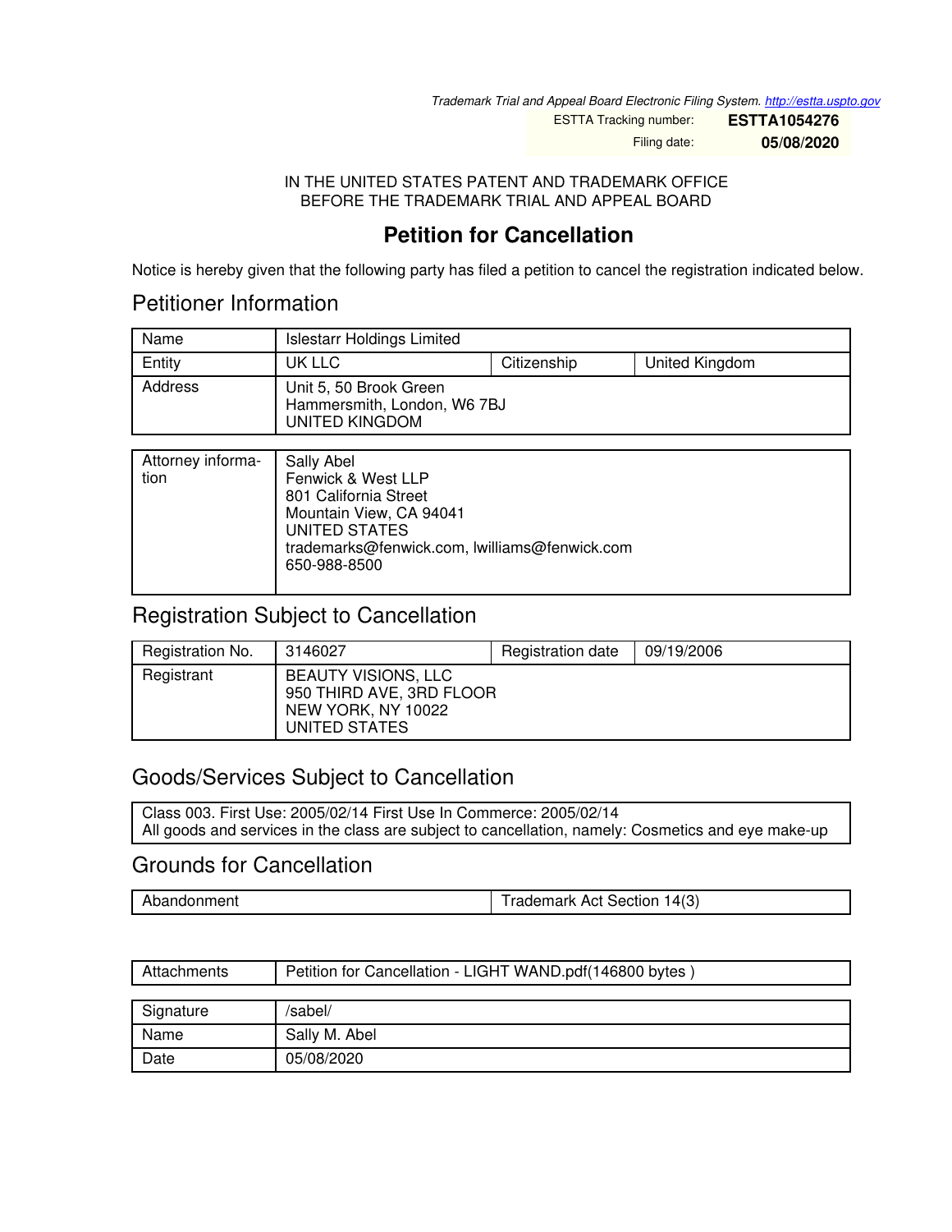Trademark Trial and Appeal Board Electronic Filing System. http://estta.uspto.gov

| ESTTA Tracking number: | **ESTTA1054276** |
| --- | --- |
| Filing date: | **05/08/2020** |

IN THE UNITED STATES PATENT AND TRADEMARK OFFICE
BEFORE THE TRADEMARK TRIAL AND APPEAL BOARD

# Petition for Cancellation

Notice is hereby given that the following party has filed a petition to cancel the registration indicated below.

## Petitioner Information

| Name | Islestarr Holdings Limited | | |
| --- | --- | --- | --- |
| Entity | UK LLC | Citizenship | United Kingdom |
| Address | Unit 5, 50 Brook Green<br>Hammersmith, London, W6 7BJ<br>UNITED KINGDOM | | |

| Attorney information | Sally Abel<br>Fenwick & West LLP<br>801 California Street<br>Mountain View, CA 94041<br>UNITED STATES<br>trademarks@fenwick.com, lwilliams@fenwick.com<br>650-988-8500 |
| --- | --- |

## Registration Subject to Cancellation

| Registration No. | 3146027 | Registration date | 09/19/2006 |
| --- | --- | --- | --- |
| Registrant | BEAUTY VISIONS, LLC<br>950 THIRD AVE, 3RD FLOOR<br>NEW YORK, NY 10022<br>UNITED STATES | | |

## Goods/Services Subject to Cancellation

Class 003. First Use: 2005/02/14 First Use In Commerce: 2005/02/14
All goods and services in the class are subject to cancellation, namely: Cosmetics and eye make-up

## Grounds for Cancellation

| Abandonment | Trademark Act Section 14(3) |
| --- | --- |

| Attachments | Petition for Cancellation - LIGHT WAND.pdf(146800 bytes ) |
| --- | --- |

| Signature | /sabel/ |
| --- | --- |
| Name | Sally M. Abel |
| Date | 05/08/2020 |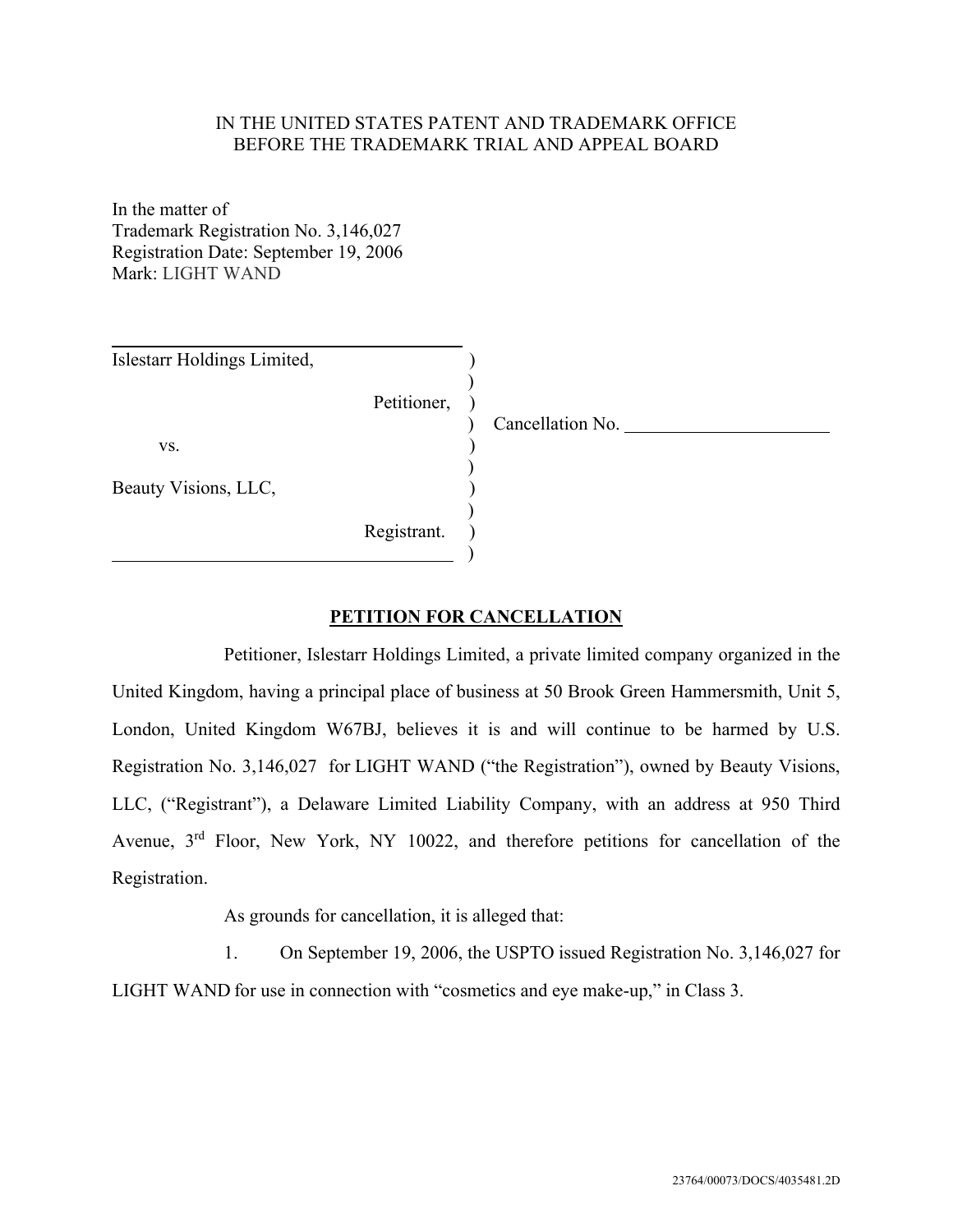IN THE UNITED STATES PATENT AND TRADEMARK OFFICE
BEFORE THE TRADEMARK TRIAL AND APPEAL BOARD

In the matter of
Trademark Registration No. 3,146,027
Registration Date: September 19, 2006
Mark: LIGHT WAND

| | | |
|---|---|---|
| Islestarr Holdings Limited, | ) | |
| | ) | |
| Petitioner, | ) | |
| | ) | Cancellation No. ____________________ |
| vs. | ) | |
| | ) | |
| Beauty Visions, LLC, | ) | |
| | ) | |
| Registrant. | ) | |
| | ) | |

## PETITION FOR CANCELLATION

Petitioner, Islestarr Holdings Limited, a private limited company organized in the United Kingdom, having a principal place of business at 50 Brook Green Hammersmith, Unit 5, London, United Kingdom W67BJ, believes it is and will continue to be harmed by U.S. Registration No. 3,146,027 for LIGHT WAND ("the Registration"), owned by Beauty Visions, LLC, ("Registrant"), a Delaware Limited Liability Company, with an address at 950 Third Avenue, 3rd Floor, New York, NY 10022, and therefore petitions for cancellation of the Registration.

As grounds for cancellation, it is alleged that:

1. On September 19, 2006, the USPTO issued Registration No. 3,146,027 for LIGHT WAND for use in connection with "cosmetics and eye make-up," in Class 3.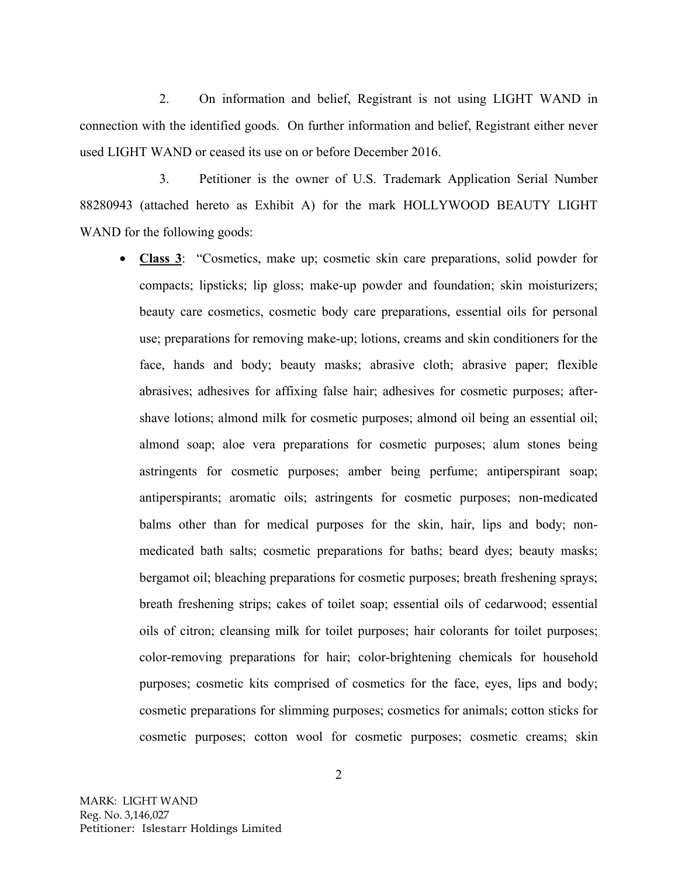2. On information and belief, Registrant is not using LIGHT WAND in connection with the identified goods. On further information and belief, Registrant either never used LIGHT WAND or ceased its use on or before December 2016.

3. Petitioner is the owner of U.S. Trademark Application Serial Number 88280943 (attached hereto as Exhibit A) for the mark HOLLYWOOD BEAUTY LIGHT WAND for the following goods:

- **<u>Class 3</u>**: "Cosmetics, make up; cosmetic skin care preparations, solid powder for compacts; lipsticks; lip gloss; make-up powder and foundation; skin moisturizers; beauty care cosmetics, cosmetic body care preparations, essential oils for personal use; preparations for removing make-up; lotions, creams and skin conditioners for the face, hands and body; beauty masks; abrasive cloth; abrasive paper; flexible abrasives; adhesives for affixing false hair; adhesives for cosmetic purposes; after-shave lotions; almond milk for cosmetic purposes; almond oil being an essential oil; almond soap; aloe vera preparations for cosmetic purposes; alum stones being astringents for cosmetic purposes; amber being perfume; antiperspirant soap; antiperspirants; aromatic oils; astringents for cosmetic purposes; non-medicated balms other than for medical purposes for the skin, hair, lips and body; non-medicated bath salts; cosmetic preparations for baths; beard dyes; beauty masks; bergamot oil; bleaching preparations for cosmetic purposes; breath freshening sprays; breath freshening strips; cakes of toilet soap; essential oils of cedarwood; essential oils of citron; cleansing milk for toilet purposes; hair colorants for toilet purposes; color-removing preparations for hair; color-brightening chemicals for household purposes; cosmetic kits comprised of cosmetics for the face, eyes, lips and body; cosmetic preparations for slimming purposes; cosmetics for animals; cotton sticks for cosmetic purposes; cotton wool for cosmetic purposes; cosmetic creams; skin

MARK: LIGHT WAND
Reg. No. 3,146,027
Petitioner: Islestarr Holdings Limited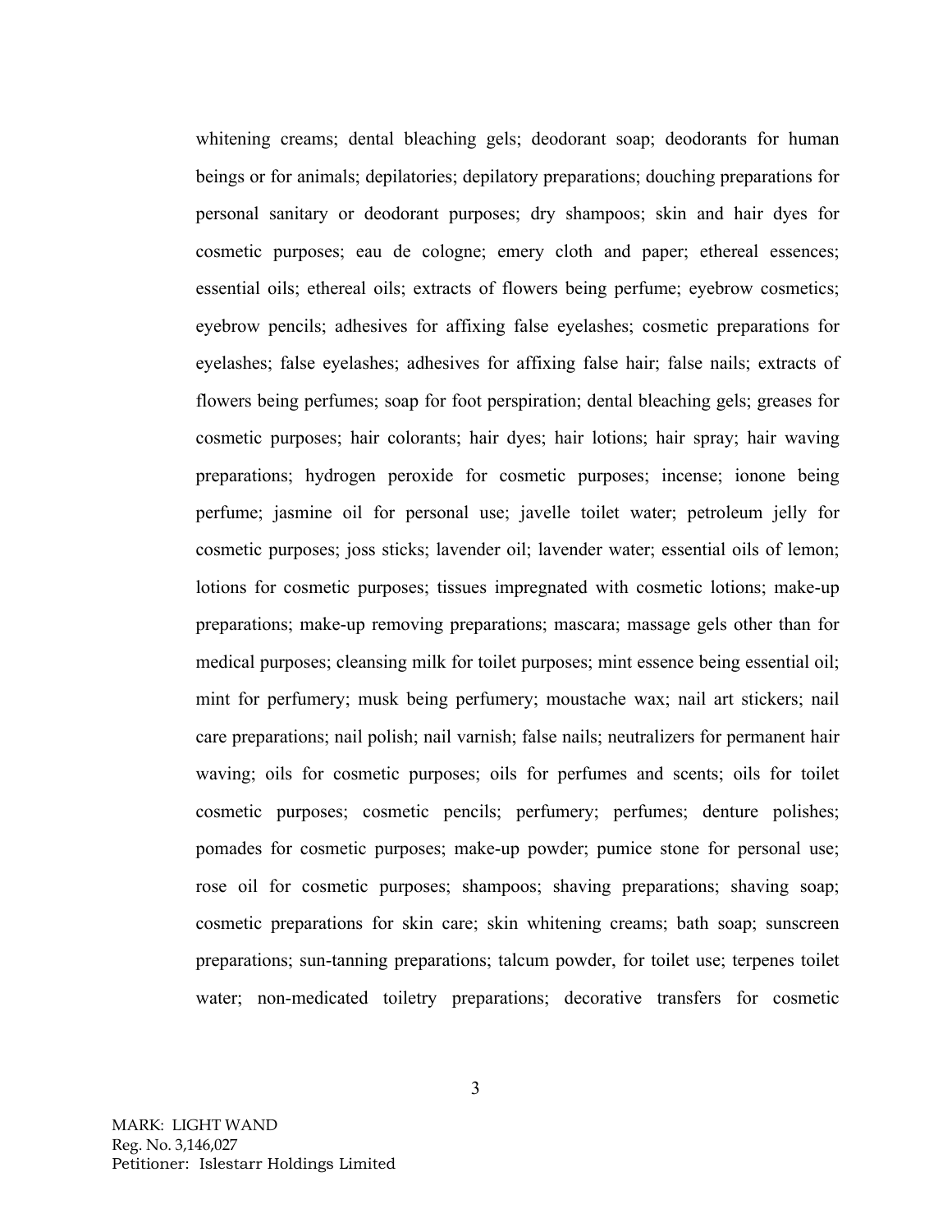whitening creams; dental bleaching gels; deodorant soap; deodorants for human beings or for animals; depilatories; depilatory preparations; douching preparations for personal sanitary or deodorant purposes; dry shampoos; skin and hair dyes for cosmetic purposes; eau de cologne; emery cloth and paper; ethereal essences; essential oils; ethereal oils; extracts of flowers being perfume; eyebrow cosmetics; eyebrow pencils; adhesives for affixing false eyelashes; cosmetic preparations for eyelashes; false eyelashes; adhesives for affixing false hair; false nails; extracts of flowers being perfumes; soap for foot perspiration; dental bleaching gels; greases for cosmetic purposes; hair colorants; hair dyes; hair lotions; hair spray; hair waving preparations; hydrogen peroxide for cosmetic purposes; incense; ionone being perfume; jasmine oil for personal use; javelle toilet water; petroleum jelly for cosmetic purposes; joss sticks; lavender oil; lavender water; essential oils of lemon; lotions for cosmetic purposes; tissues impregnated with cosmetic lotions; make-up preparations; make-up removing preparations; mascara; massage gels other than for medical purposes; cleansing milk for toilet purposes; mint essence being essential oil; mint for perfumery; musk being perfumery; moustache wax; nail art stickers; nail care preparations; nail polish; nail varnish; false nails; neutralizers for permanent hair waving; oils for cosmetic purposes; oils for perfumes and scents; oils for toilet cosmetic purposes; cosmetic pencils; perfumery; perfumes; denture polishes; pomades for cosmetic purposes; make-up powder; pumice stone for personal use; rose oil for cosmetic purposes; shampoos; shaving preparations; shaving soap; cosmetic preparations for skin care; skin whitening creams; bath soap; sunscreen preparations; sun-tanning preparations; talcum powder, for toilet use; terpenes toilet water; non-medicated toiletry preparations; decorative transfers for cosmetic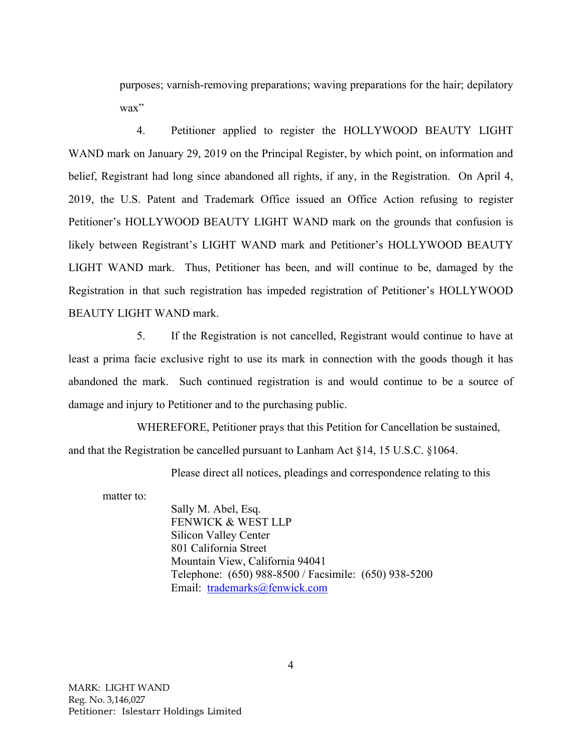purposes; varnish-removing preparations; waving preparations for the hair; depilatory wax"

4. Petitioner applied to register the HOLLYWOOD BEAUTY LIGHT WAND mark on January 29, 2019 on the Principal Register, by which point, on information and belief, Registrant had long since abandoned all rights, if any, in the Registration. On April 4, 2019, the U.S. Patent and Trademark Office issued an Office Action refusing to register Petitioner's HOLLYWOOD BEAUTY LIGHT WAND mark on the grounds that confusion is likely between Registrant's LIGHT WAND mark and Petitioner's HOLLYWOOD BEAUTY LIGHT WAND mark. Thus, Petitioner has been, and will continue to be, damaged by the Registration in that such registration has impeded registration of Petitioner's HOLLYWOOD BEAUTY LIGHT WAND mark.

5. If the Registration is not cancelled, Registrant would continue to have at least a prima facie exclusive right to use its mark in connection with the goods though it has abandoned the mark. Such continued registration is and would continue to be a source of damage and injury to Petitioner and to the purchasing public.

WHEREFORE, Petitioner prays that this Petition for Cancellation be sustained, and that the Registration be cancelled pursuant to Lanham Act §14, 15 U.S.C. §1064.

Please direct all notices, pleadings and correspondence relating to this matter to:

Sally M. Abel, Esq.
FENWICK & WEST LLP
Silicon Valley Center
801 California Street
Mountain View, California 94041
Telephone: (650) 988-8500 / Facsimile: (650) 938-5200
Email: trademarks@fenwick.com

MARK: LIGHT WAND
Reg. No. 3,146,027
Petitioner: Islestarr Holdings Limited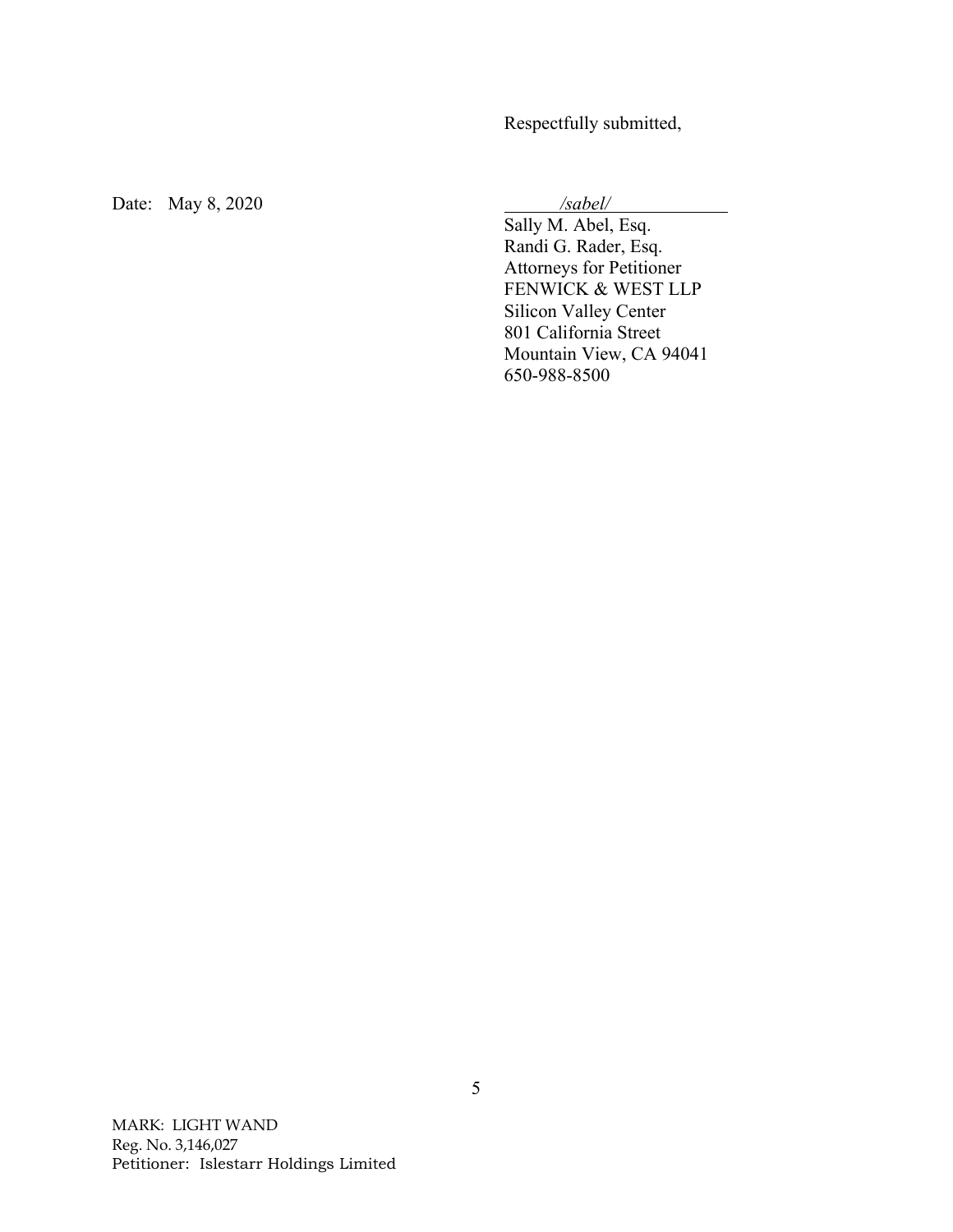Respectfully submitted,

Date: May 8, 2020

*/sabel/*

Sally M. Abel, Esq.
Randi G. Rader, Esq.
Attorneys for Petitioner
FENWICK & WEST LLP
Silicon Valley Center
801 California Street
Mountain View, CA 94041
650-988-8500